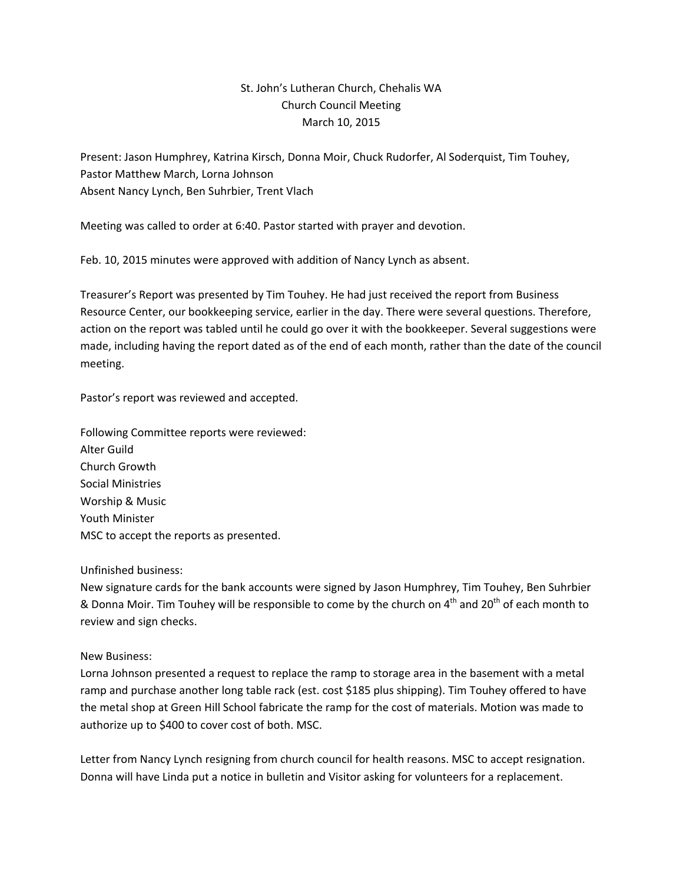St. John's Lutheran Church, Chehalis WA
Church Council Meeting
March 10, 2015

Present: Jason Humphrey, Katrina Kirsch, Donna Moir, Chuck Rudorfer, Al Soderquist, Tim Touhey, Pastor Matthew March, Lorna Johnson
Absent Nancy Lynch, Ben Suhrbier, Trent Vlach

Meeting was called to order at 6:40. Pastor started with prayer and devotion.

Feb. 10, 2015 minutes were approved with addition of Nancy Lynch as absent.

Treasurer's Report was presented by Tim Touhey. He had just received the report from Business Resource Center, our bookkeeping service, earlier in the day. There were several questions. Therefore, action on the report was tabled until he could go over it with the bookkeeper. Several suggestions were made, including having the report dated as of the end of each month, rather than the date of the council meeting.

Pastor's report was reviewed and accepted.

Following Committee reports were reviewed:
Alter Guild
Church Growth
Social Ministries
Worship & Music
Youth Minister
MSC to accept the reports as presented.

Unfinished business:
New signature cards for the bank accounts were signed by Jason Humphrey, Tim Touhey, Ben Suhrbier & Donna Moir. Tim Touhey will be responsible to come by the church on 4th and 20th of each month to review and sign checks.

New Business:
Lorna Johnson presented a request to replace the ramp to storage area in the basement with a metal ramp and purchase another long table rack (est. cost $185 plus shipping). Tim Touhey offered to have the metal shop at Green Hill School fabricate the ramp for the cost of materials. Motion was made to authorize up to $400 to cover cost of both. MSC.

Letter from Nancy Lynch resigning from church council for health reasons. MSC to accept resignation. Donna will have Linda put a notice in bulletin and Visitor asking for volunteers for a replacement.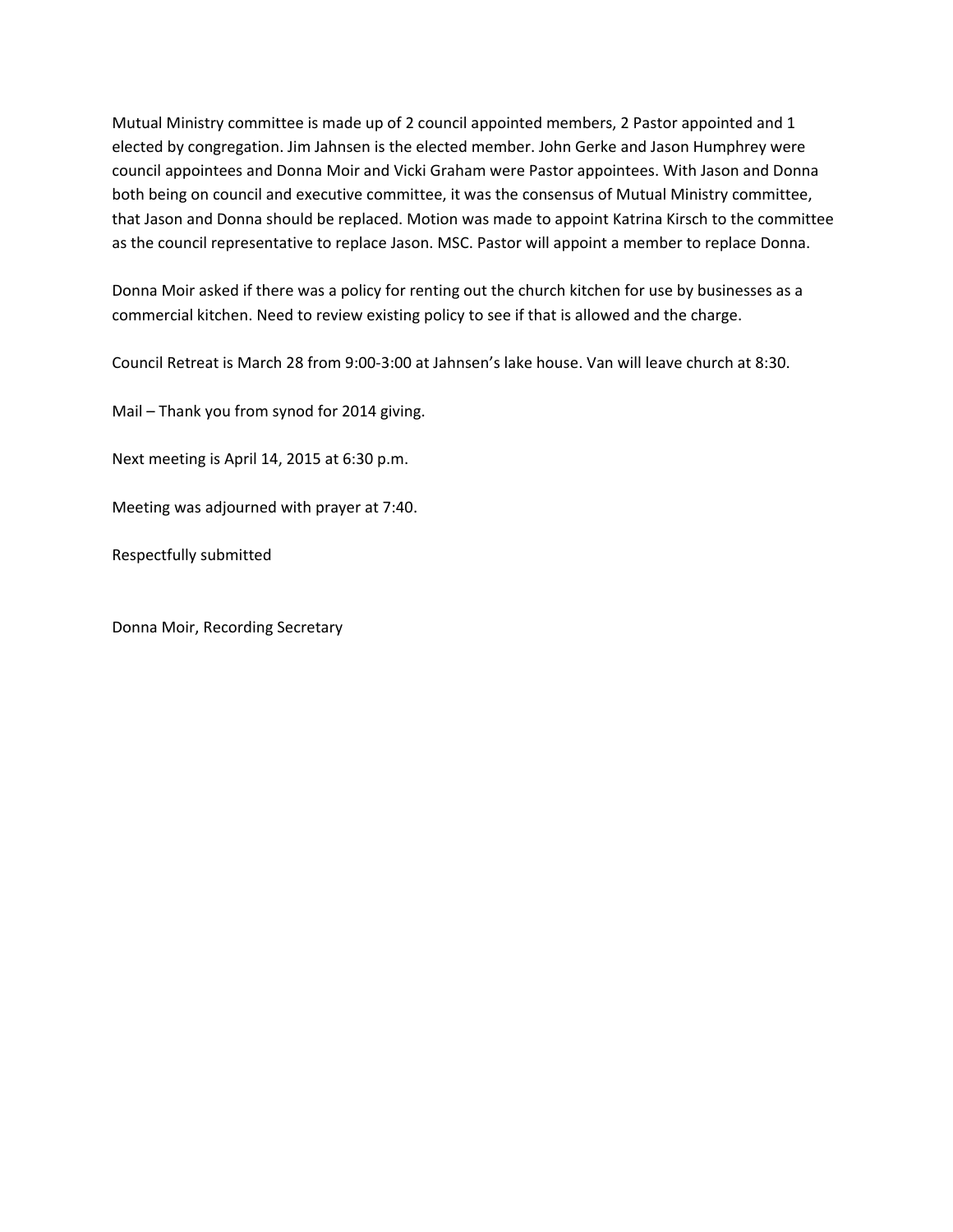Mutual Ministry committee is made up of 2 council appointed members, 2 Pastor appointed and 1 elected by congregation. Jim Jahnsen is the elected member. John Gerke and Jason Humphrey were council appointees and Donna Moir and Vicki Graham were Pastor appointees. With Jason and Donna both being on council and executive committee, it was the consensus of Mutual Ministry committee, that Jason and Donna should be replaced. Motion was made to appoint Katrina Kirsch to the committee as the council representative to replace Jason. MSC. Pastor will appoint a member to replace Donna.

Donna Moir asked if there was a policy for renting out the church kitchen for use by businesses as a commercial kitchen. Need to review existing policy to see if that is allowed and the charge.

Council Retreat is March 28 from 9:00-3:00 at Jahnsen's lake house. Van will leave church at 8:30.

Mail – Thank you from synod for 2014 giving.

Next meeting is April 14, 2015 at 6:30 p.m.

Meeting was adjourned with prayer at 7:40.

Respectfully submitted

Donna Moir, Recording Secretary